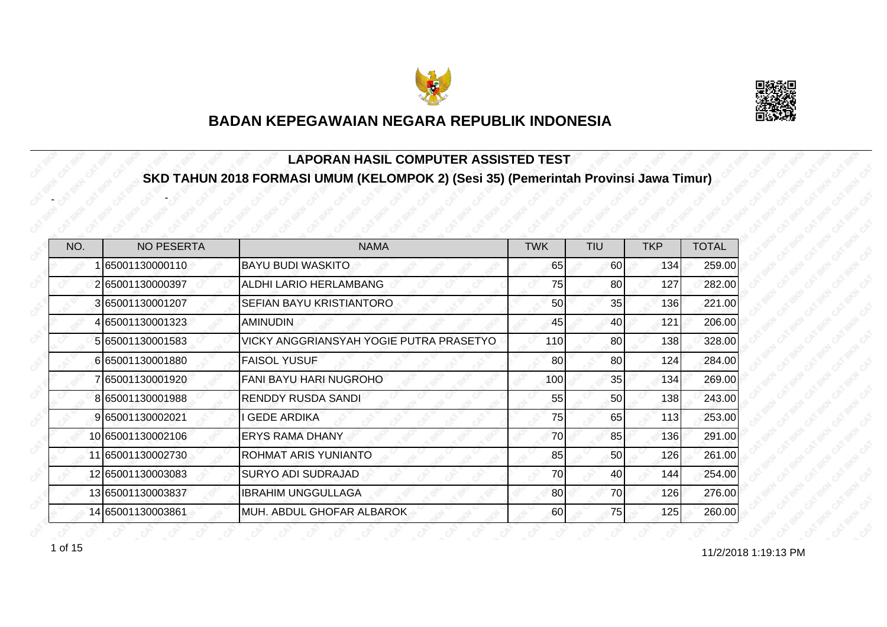# BADAN KEPEGAWAIAN NEGARA REPUBLIK INDONESIA

## LAPORAN HASIL COMPUTER ASSISTED TEST

## SKD TAHUN 2018 FORMASI UMUM (KELOMPOK 2) (Sesi 35) (Pemerintah Provinsi Jawa Timur)

- -

| NO. | NO PESERTA | NAMA | TWK | TIU | TKP | TOTAL |
|---|---|---|---|---|---|---|
| 1 | 65001130000110 | BAYU BUDI WASKITO | 65 | 60 | 134 | 259.00 |
| 2 | 65001130000397 | ALDHI LARIO HERLAMBANG | 75 | 80 | 127 | 282.00 |
| 3 | 65001130001207 | SEFIAN BAYU KRISTIANTORO | 50 | 35 | 136 | 221.00 |
| 4 | 65001130001323 | AMINUDIN | 45 | 40 | 121 | 206.00 |
| 5 | 65001130001583 | VICKY ANGGRIANSYAH YOGIE PUTRA PRASETYO | 110 | 80 | 138 | 328.00 |
| 6 | 65001130001880 | FAISOL YUSUF | 80 | 80 | 124 | 284.00 |
| 7 | 65001130001920 | FANI BAYU HARI NUGROHO | 100 | 35 | 134 | 269.00 |
| 8 | 65001130001988 | RENDDY RUSDA SANDI | 55 | 50 | 138 | 243.00 |
| 9 | 65001130002021 | I GEDE ARDIKA | 75 | 65 | 113 | 253.00 |
| 10 | 65001130002106 | ERYS RAMA DHANY | 70 | 85 | 136 | 291.00 |
| 11 | 65001130002730 | ROHMAT ARIS YUNIANTO | 85 | 50 | 126 | 261.00 |
| 12 | 65001130003083 | SURYO ADI SUDRAJAD | 70 | 40 | 144 | 254.00 |
| 13 | 65001130003837 | IBRAHIM UNGGULLAGA | 80 | 70 | 126 | 276.00 |
| 14 | 65001130003861 | MUH. ABDUL GHOFAR ALBAROK | 60 | 75 | 125 | 260.00 |

11/2/2018 1:19:13 PM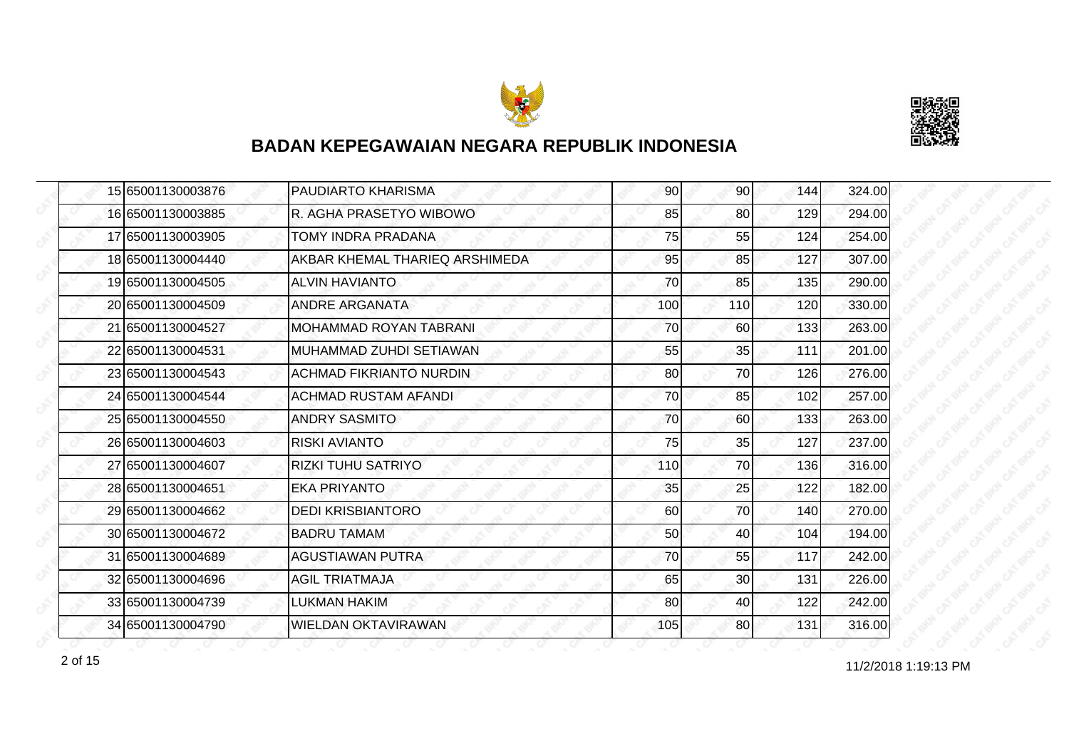# BADAN KEPEGAWAIAN NEGARA REPUBLIK INDONESIA

| | | | | | | |
|---|---|---|---|---|---|---|
| 15 | 65001130003876 | PAUDIARTO KHARISMA | 90 | 90 | 144 | 324.00 |
| 16 | 65001130003885 | R. AGHA PRASETYO WIBOWO | 85 | 80 | 129 | 294.00 |
| 17 | 65001130003905 | TOMY INDRA PRADANA | 75 | 55 | 124 | 254.00 |
| 18 | 65001130004440 | AKBAR KHEMAL THARIEQ ARSHIMEDA | 95 | 85 | 127 | 307.00 |
| 19 | 65001130004505 | ALVIN HAVIANTO | 70 | 85 | 135 | 290.00 |
| 20 | 65001130004509 | ANDRE ARGANATA | 100 | 110 | 120 | 330.00 |
| 21 | 65001130004527 | MOHAMMAD ROYAN TABRANI | 70 | 60 | 133 | 263.00 |
| 22 | 65001130004531 | MUHAMMAD ZUHDI SETIAWAN | 55 | 35 | 111 | 201.00 |
| 23 | 65001130004543 | ACHMAD FIKRIANTO NURDIN | 80 | 70 | 126 | 276.00 |
| 24 | 65001130004544 | ACHMAD RUSTAM AFANDI | 70 | 85 | 102 | 257.00 |
| 25 | 65001130004550 | ANDRY SASMITO | 70 | 60 | 133 | 263.00 |
| 26 | 65001130004603 | RISKI AVIANTO | 75 | 35 | 127 | 237.00 |
| 27 | 65001130004607 | RIZKI TUHU SATRIYO | 110 | 70 | 136 | 316.00 |
| 28 | 65001130004651 | EKA PRIYANTO | 35 | 25 | 122 | 182.00 |
| 29 | 65001130004662 | DEDI KRISBIANTORO | 60 | 70 | 140 | 270.00 |
| 30 | 65001130004672 | BADRU TAMAM | 50 | 40 | 104 | 194.00 |
| 31 | 65001130004689 | AGUSTIAWAN PUTRA | 70 | 55 | 117 | 242.00 |
| 32 | 65001130004696 | AGIL TRIATMAJA | 65 | 30 | 131 | 226.00 |
| 33 | 65001130004739 | LUKMAN HAKIM | 80 | 40 | 122 | 242.00 |
| 34 | 65001130004790 | WIELDAN OKTAVIRAWAN | 105 | 80 | 131 | 316.00 |

11/2/2018 1:19:13 PM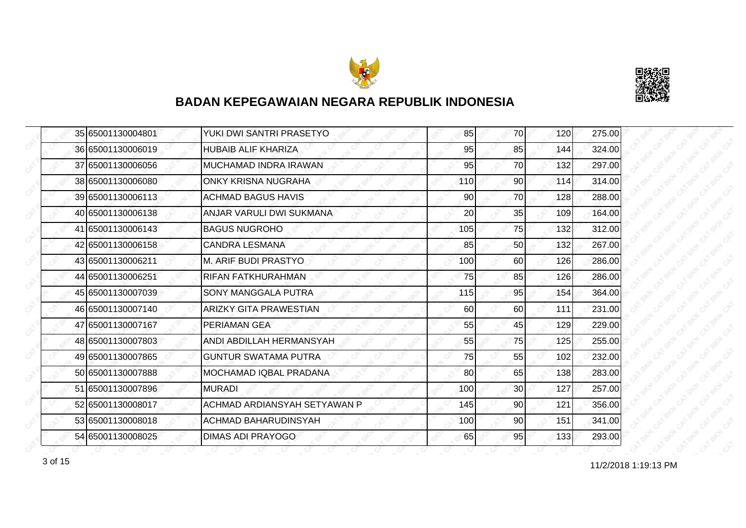# BADAN KEPEGAWAIAN NEGARA REPUBLIK INDONESIA

| | | | | | | |
|---|---|---|---|---|---|---|
| 35 | 65001130004801 | YUKI DWI SANTRI PRASETYO | 85 | 70 | 120 | 275.00 |
| 36 | 65001130006019 | HUBAIB ALIF KHARIZA | 95 | 85 | 144 | 324.00 |
| 37 | 65001130006056 | MUCHAMAD INDRA IRAWAN | 95 | 70 | 132 | 297.00 |
| 38 | 65001130006080 | ONKY KRISNA NUGRAHA | 110 | 90 | 114 | 314.00 |
| 39 | 65001130006113 | ACHMAD BAGUS HAVIS | 90 | 70 | 128 | 288.00 |
| 40 | 65001130006138 | ANJAR VARULI DWI SUKMANA | 20 | 35 | 109 | 164.00 |
| 41 | 65001130006143 | BAGUS NUGROHO | 105 | 75 | 132 | 312.00 |
| 42 | 65001130006158 | CANDRA LESMANA | 85 | 50 | 132 | 267.00 |
| 43 | 65001130006211 | M. ARIF BUDI PRASTYO | 100 | 60 | 126 | 286.00 |
| 44 | 65001130006251 | RIFAN FATKHURAHMAN | 75 | 85 | 126 | 286.00 |
| 45 | 65001130007039 | SONY MANGGALA PUTRA | 115 | 95 | 154 | 364.00 |
| 46 | 65001130007140 | ARIZKY GITA PRAWESTIAN | 60 | 60 | 111 | 231.00 |
| 47 | 65001130007167 | PERIAMAN GEA | 55 | 45 | 129 | 229.00 |
| 48 | 65001130007803 | ANDI ABDILLAH HERMANSYAH | 55 | 75 | 125 | 255.00 |
| 49 | 65001130007865 | GUNTUR SWATAMA PUTRA | 75 | 55 | 102 | 232.00 |
| 50 | 65001130007888 | MOCHAMAD IQBAL PRADANA | 80 | 65 | 138 | 283.00 |
| 51 | 65001130007896 | MURADI | 100 | 30 | 127 | 257.00 |
| 52 | 65001130008017 | ACHMAD ARDIANSYAH SETYAWAN P | 145 | 90 | 121 | 356.00 |
| 53 | 65001130008018 | ACHMAD BAHARUDINSYAH | 100 | 90 | 151 | 341.00 |
| 54 | 65001130008025 | DIMAS ADI PRAYOGO | 65 | 95 | 133 | 293.00 |

11/2/2018 1:19:13 PM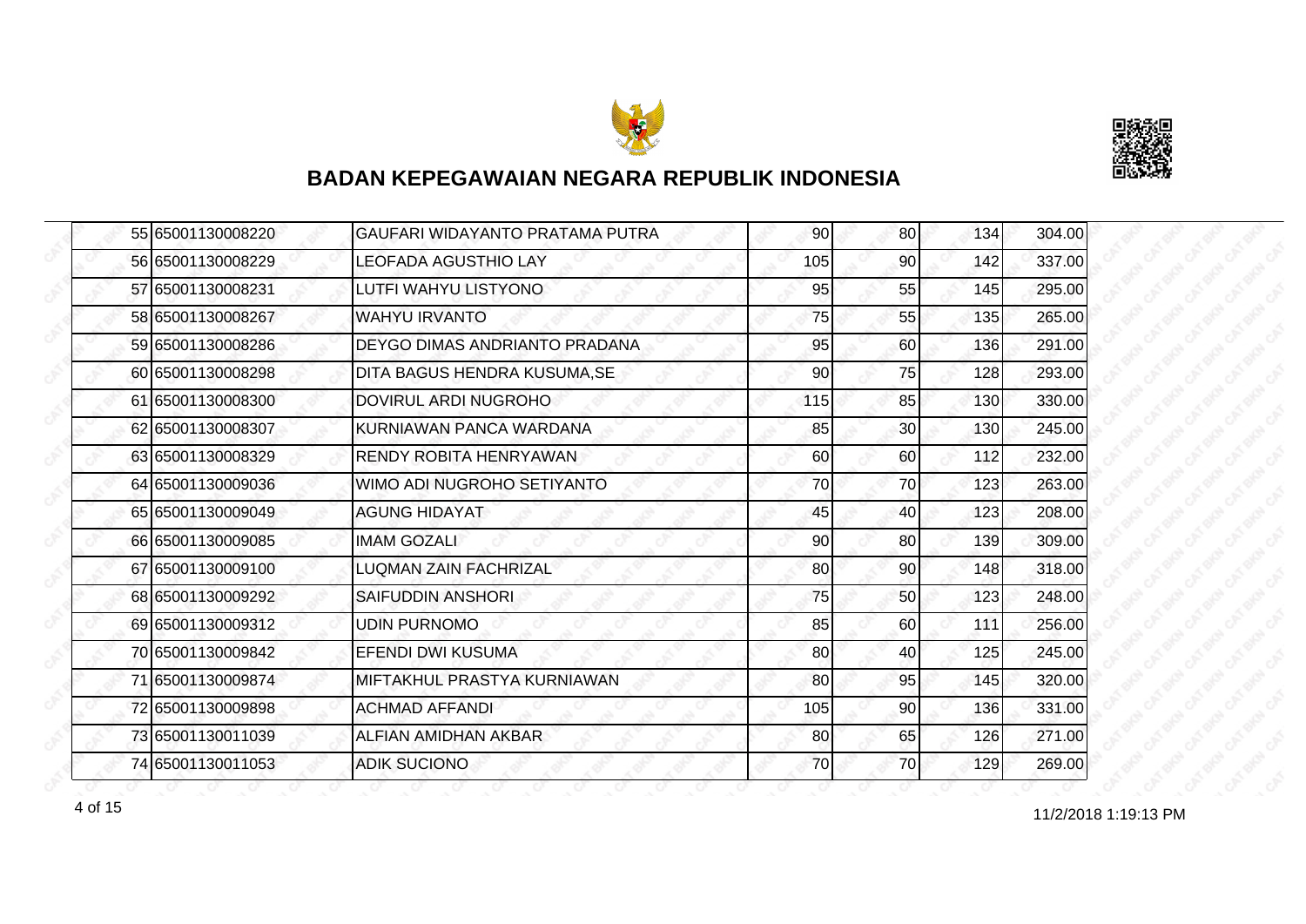## BADAN KEPEGAWAIAN NEGARA REPUBLIK INDONESIA

| | | | | | | |
|---|---|---|---|---|---|---|
| 55 | 65001130008220 | GAUFARI WIDAYANTO PRATAMA PUTRA | 90 | 80 | 134 | 304.00 |
| 56 | 65001130008229 | LEOFADA AGUSTHIO LAY | 105 | 90 | 142 | 337.00 |
| 57 | 65001130008231 | LUTFI WAHYU LISTYONO | 95 | 55 | 145 | 295.00 |
| 58 | 65001130008267 | WAHYU IRVANTO | 75 | 55 | 135 | 265.00 |
| 59 | 65001130008286 | DEYGO DIMAS ANDRIANTO PRADANA | 95 | 60 | 136 | 291.00 |
| 60 | 65001130008298 | DITA BAGUS HENDRA KUSUMA,SE | 90 | 75 | 128 | 293.00 |
| 61 | 65001130008300 | DOVIRUL ARDI NUGROHO | 115 | 85 | 130 | 330.00 |
| 62 | 65001130008307 | KURNIAWAN PANCA WARDANA | 85 | 30 | 130 | 245.00 |
| 63 | 65001130008329 | RENDY ROBITA HENRYAWAN | 60 | 60 | 112 | 232.00 |
| 64 | 65001130009036 | WIMO ADI NUGROHO SETIYANTO | 70 | 70 | 123 | 263.00 |
| 65 | 65001130009049 | AGUNG HIDAYAT | 45 | 40 | 123 | 208.00 |
| 66 | 65001130009085 | IMAM GOZALI | 90 | 80 | 139 | 309.00 |
| 67 | 65001130009100 | LUQMAN ZAIN FACHRIZAL | 80 | 90 | 148 | 318.00 |
| 68 | 65001130009292 | SAIFUDDIN ANSHORI | 75 | 50 | 123 | 248.00 |
| 69 | 65001130009312 | UDIN PURNOMO | 85 | 60 | 111 | 256.00 |
| 70 | 65001130009842 | EFENDI DWI KUSUMA | 80 | 40 | 125 | 245.00 |
| 71 | 65001130009874 | MIFTAKHUL PRASTYA KURNIAWAN | 80 | 95 | 145 | 320.00 |
| 72 | 65001130009898 | ACHMAD AFFANDI | 105 | 90 | 136 | 331.00 |
| 73 | 65001130011039 | ALFIAN AMIDHAN AKBAR | 80 | 65 | 126 | 271.00 |
| 74 | 65001130011053 | ADIK SUCIONO | 70 | 70 | 129 | 269.00 |

11/2/2018 1:19:13 PM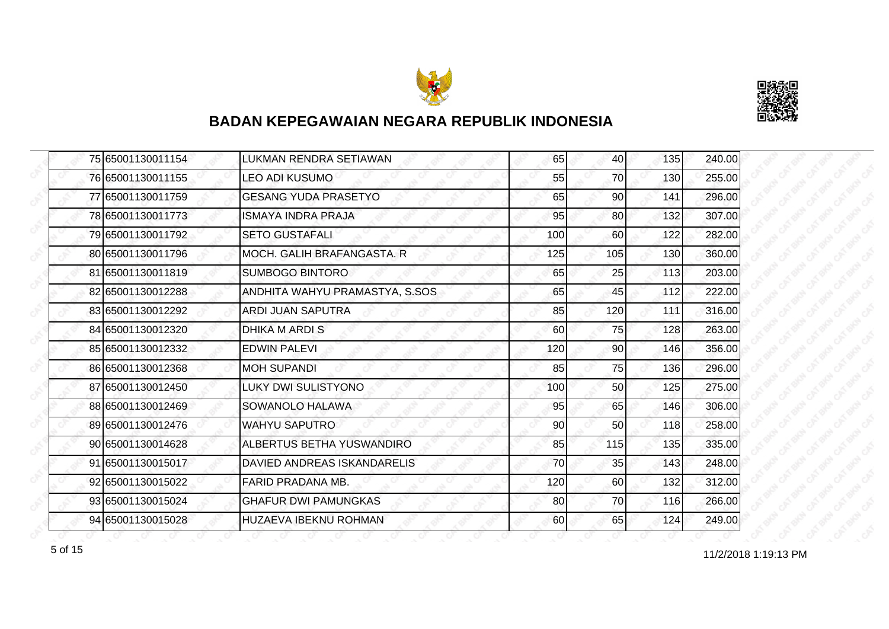## BADAN KEPEGAWAIAN NEGARA REPUBLIK INDONESIA

| | | | | | | |
|---|---|---|---|---|---|---|
| 75 | 65001130011154 | LUKMAN RENDRA SETIAWAN | 65 | 40 | 135 | 240.00 |
| 76 | 65001130011155 | LEO ADI KUSUMO | 55 | 70 | 130 | 255.00 |
| 77 | 65001130011759 | GESANG YUDA PRASETYO | 65 | 90 | 141 | 296.00 |
| 78 | 65001130011773 | ISMAYA INDRA PRAJA | 95 | 80 | 132 | 307.00 |
| 79 | 65001130011792 | SETO GUSTAFALI | 100 | 60 | 122 | 282.00 |
| 80 | 65001130011796 | MOCH. GALIH BRAFANGASTA. R | 125 | 105 | 130 | 360.00 |
| 81 | 65001130011819 | SUMBOGO BINTORO | 65 | 25 | 113 | 203.00 |
| 82 | 65001130012288 | ANDHITA WAHYU PRAMASTYA, S.SOS | 65 | 45 | 112 | 222.00 |
| 83 | 65001130012292 | ARDI JUAN SAPUTRA | 85 | 120 | 111 | 316.00 |
| 84 | 65001130012320 | DHIKA M ARDI S | 60 | 75 | 128 | 263.00 |
| 85 | 65001130012332 | EDWIN PALEVI | 120 | 90 | 146 | 356.00 |
| 86 | 65001130012368 | MOH SUPANDI | 85 | 75 | 136 | 296.00 |
| 87 | 65001130012450 | LUKY DWI SULISTYONO | 100 | 50 | 125 | 275.00 |
| 88 | 65001130012469 | SOWANOLO HALAWA | 95 | 65 | 146 | 306.00 |
| 89 | 65001130012476 | WAHYU SAPUTRO | 90 | 50 | 118 | 258.00 |
| 90 | 65001130014628 | ALBERTUS BETHA YUSWANDIRO | 85 | 115 | 135 | 335.00 |
| 91 | 65001130015017 | DAVIED ANDREAS ISKANDARELIS | 70 | 35 | 143 | 248.00 |
| 92 | 65001130015022 | FARID PRADANA MB. | 120 | 60 | 132 | 312.00 |
| 93 | 65001130015024 | GHAFUR DWI PAMUNGKAS | 80 | 70 | 116 | 266.00 |
| 94 | 65001130015028 | HUZAEVA IBEKNU ROHMAN | 60 | 65 | 124 | 249.00 |

11/2/2018 1:19:13 PM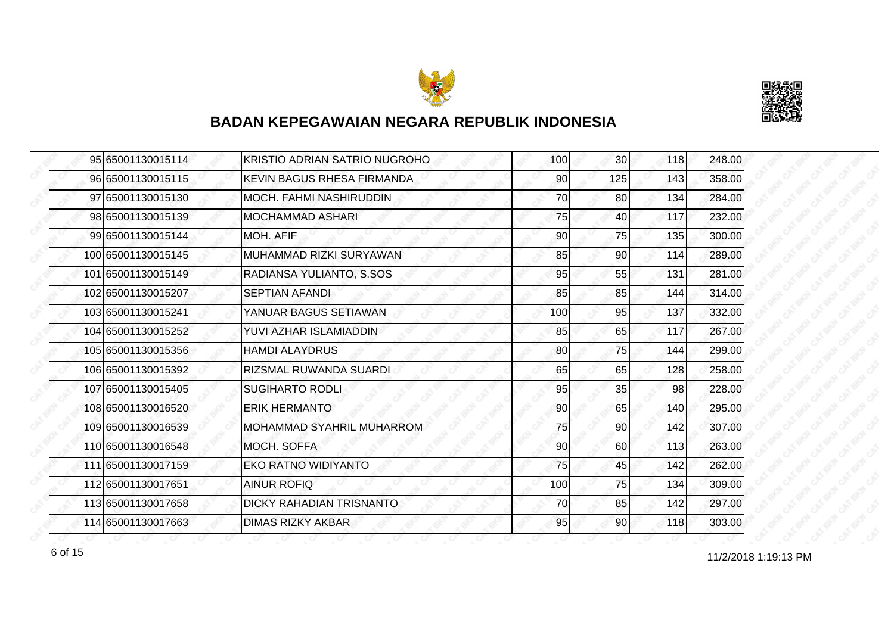## BADAN KEPEGAWAIAN NEGARA REPUBLIK INDONESIA

| | | | | | | |
|---|---|---|---|---|---|---|
| 95 | 65001130015114 | KRISTIO ADRIAN SATRIO NUGROHO | 100 | 30 | 118 | 248.00 |
| 96 | 65001130015115 | KEVIN BAGUS RHESA FIRMANDA | 90 | 125 | 143 | 358.00 |
| 97 | 65001130015130 | MOCH. FAHMI NASHIRUDDIN | 70 | 80 | 134 | 284.00 |
| 98 | 65001130015139 | MOCHAMMAD ASHARI | 75 | 40 | 117 | 232.00 |
| 99 | 65001130015144 | MOH. AFIF | 90 | 75 | 135 | 300.00 |
| 100 | 65001130015145 | MUHAMMAD RIZKI SURYAWAN | 85 | 90 | 114 | 289.00 |
| 101 | 65001130015149 | RADIANSA YULIANTO, S.SOS | 95 | 55 | 131 | 281.00 |
| 102 | 65001130015207 | SEPTIAN AFANDI | 85 | 85 | 144 | 314.00 |
| 103 | 65001130015241 | YANUAR BAGUS SETIAWAN | 100 | 95 | 137 | 332.00 |
| 104 | 65001130015252 | YUVI AZHAR ISLAMIADDIN | 85 | 65 | 117 | 267.00 |
| 105 | 65001130015356 | HAMDI ALAYDRUS | 80 | 75 | 144 | 299.00 |
| 106 | 65001130015392 | RIZSMAL RUWANDA SUARDI | 65 | 65 | 128 | 258.00 |
| 107 | 65001130015405 | SUGIHARTO RODLI | 95 | 35 | 98 | 228.00 |
| 108 | 65001130016520 | ERIK HERMANTO | 90 | 65 | 140 | 295.00 |
| 109 | 65001130016539 | MOHAMMAD SYAHRIL MUHARROM | 75 | 90 | 142 | 307.00 |
| 110 | 65001130016548 | MOCH. SOFFA | 90 | 60 | 113 | 263.00 |
| 111 | 65001130017159 | EKO RATNO WIDIYANTO | 75 | 45 | 142 | 262.00 |
| 112 | 65001130017651 | AINUR ROFIQ | 100 | 75 | 134 | 309.00 |
| 113 | 65001130017658 | DICKY RAHADIAN TRISNANTO | 70 | 85 | 142 | 297.00 |
| 114 | 65001130017663 | DIMAS RIZKY AKBAR | 95 | 90 | 118 | 303.00 |

11/2/2018 1:19:13 PM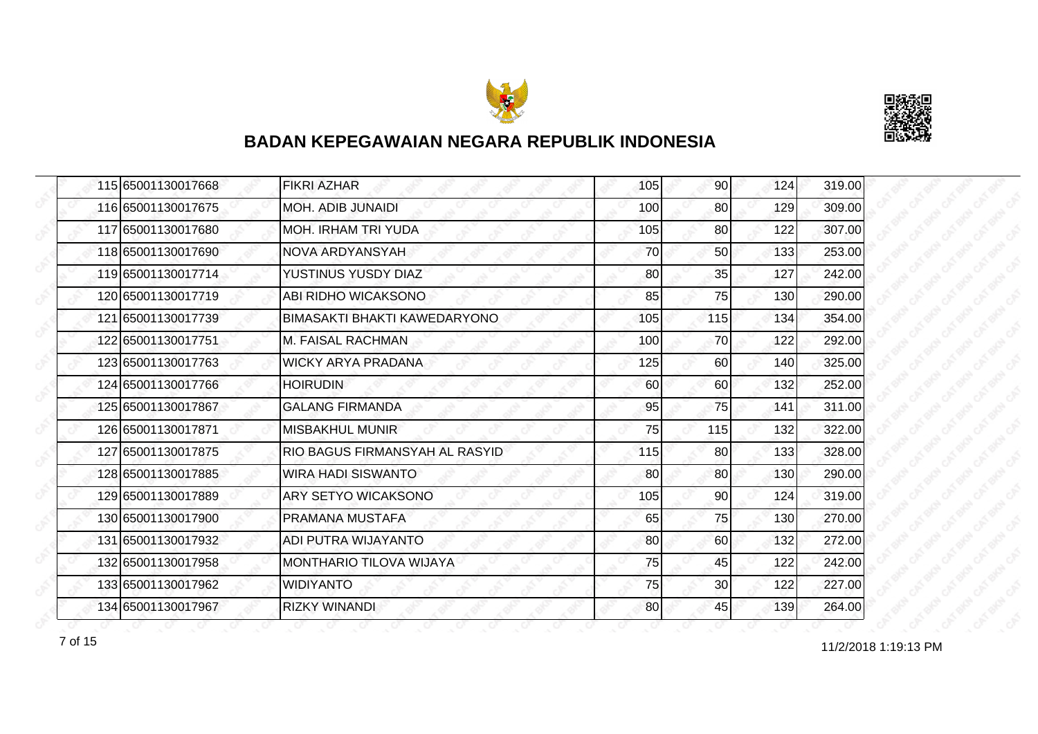## BADAN KEPEGAWAIAN NEGARA REPUBLIK INDONESIA

| | | | | | | |
|---|---|---|---|---|---|---|
| 115 | 65001130017668 | FIKRI AZHAR | 105 | 90 | 124 | 319.00 |
| 116 | 65001130017675 | MOH. ADIB JUNAIDI | 100 | 80 | 129 | 309.00 |
| 117 | 65001130017680 | MOH. IRHAM TRI YUDA | 105 | 80 | 122 | 307.00 |
| 118 | 65001130017690 | NOVA ARDYANSYAH | 70 | 50 | 133 | 253.00 |
| 119 | 65001130017714 | YUSTINUS YUSDY DIAZ | 80 | 35 | 127 | 242.00 |
| 120 | 65001130017719 | ABI RIDHO WICAKSONO | 85 | 75 | 130 | 290.00 |
| 121 | 65001130017739 | BIMASAKTI BHAKTI KAWEDARYONO | 105 | 115 | 134 | 354.00 |
| 122 | 65001130017751 | M. FAISAL RACHMAN | 100 | 70 | 122 | 292.00 |
| 123 | 65001130017763 | WICKY ARYA PRADANA | 125 | 60 | 140 | 325.00 |
| 124 | 65001130017766 | HOIRUDIN | 60 | 60 | 132 | 252.00 |
| 125 | 65001130017867 | GALANG FIRMANDA | 95 | 75 | 141 | 311.00 |
| 126 | 65001130017871 | MISBAKHUL MUNIR | 75 | 115 | 132 | 322.00 |
| 127 | 65001130017875 | RIO BAGUS FIRMANSYAH AL RASYID | 115 | 80 | 133 | 328.00 |
| 128 | 65001130017885 | WIRA HADI SISWANTO | 80 | 80 | 130 | 290.00 |
| 129 | 65001130017889 | ARY SETYO WICAKSONO | 105 | 90 | 124 | 319.00 |
| 130 | 65001130017900 | PRAMANA MUSTAFA | 65 | 75 | 130 | 270.00 |
| 131 | 65001130017932 | ADI PUTRA WIJAYANTO | 80 | 60 | 132 | 272.00 |
| 132 | 65001130017958 | MONTHARIO TILOVA WIJAYA | 75 | 45 | 122 | 242.00 |
| 133 | 65001130017962 | WIDIYANTO | 75 | 30 | 122 | 227.00 |
| 134 | 65001130017967 | RIZKY WINANDI | 80 | 45 | 139 | 264.00 |

11/2/2018 1:19:13 PM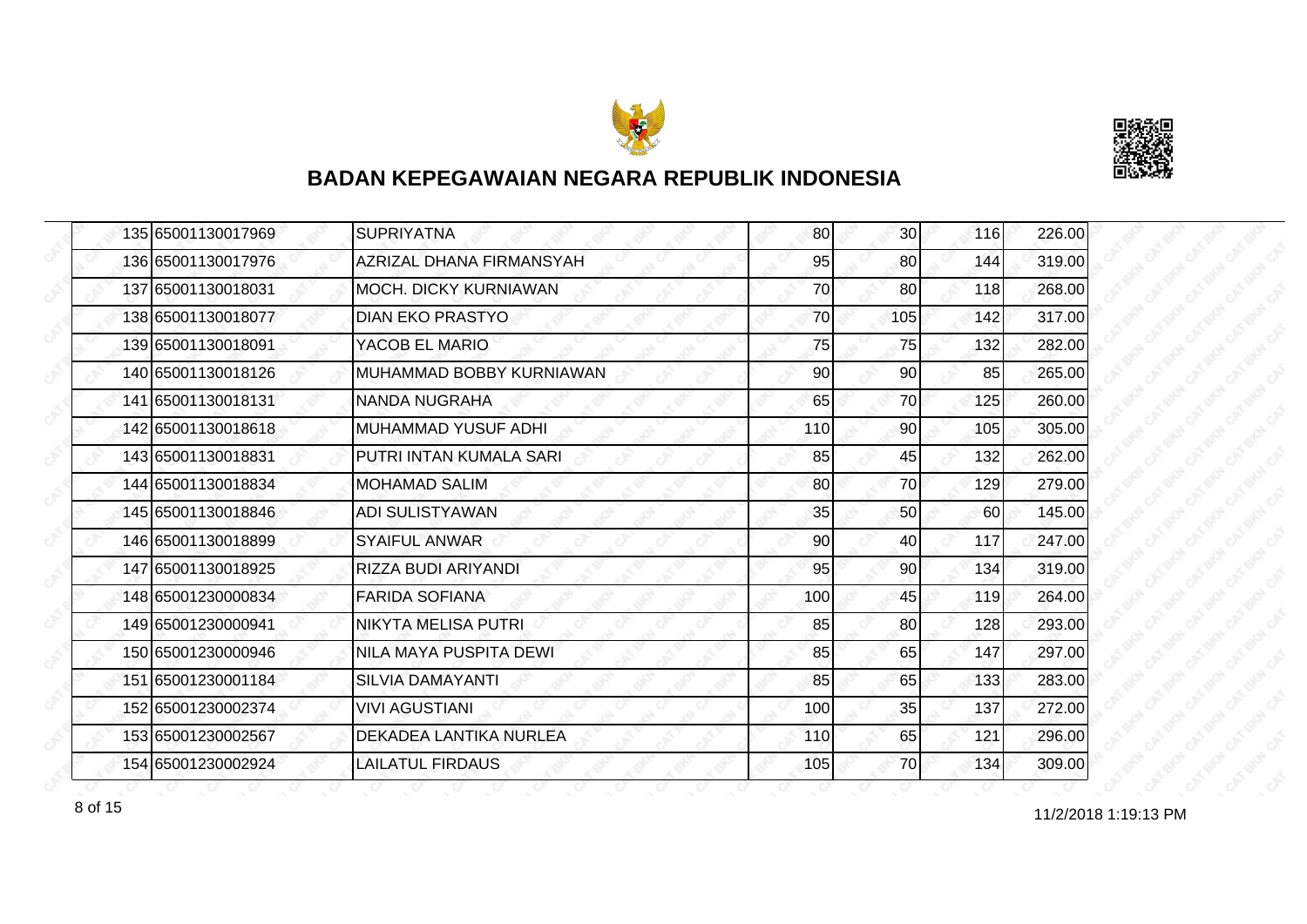# BADAN KEPEGAWAIAN NEGARA REPUBLIK INDONESIA

| | | | | | | |
|---|---|---|---|---|---|---|
| 135 | 65001130017969 | SUPRIYATNA | 80 | 30 | 116 | 226.00 |
| 136 | 65001130017976 | AZRIZAL DHANA FIRMANSYAH | 95 | 80 | 144 | 319.00 |
| 137 | 65001130018031 | MOCH. DICKY KURNIAWAN | 70 | 80 | 118 | 268.00 |
| 138 | 65001130018077 | DIAN EKO PRASTYO | 70 | 105 | 142 | 317.00 |
| 139 | 65001130018091 | YACOB EL MARIO | 75 | 75 | 132 | 282.00 |
| 140 | 65001130018126 | MUHAMMAD BOBBY KURNIAWAN | 90 | 90 | 85 | 265.00 |
| 141 | 65001130018131 | NANDA NUGRAHA | 65 | 70 | 125 | 260.00 |
| 142 | 65001130018618 | MUHAMMAD YUSUF ADHI | 110 | 90 | 105 | 305.00 |
| 143 | 65001130018831 | PUTRI INTAN KUMALA SARI | 85 | 45 | 132 | 262.00 |
| 144 | 65001130018834 | MOHAMAD SALIM | 80 | 70 | 129 | 279.00 |
| 145 | 65001130018846 | ADI SULISTYAWAN | 35 | 50 | 60 | 145.00 |
| 146 | 65001130018899 | SYAIFUL ANWAR | 90 | 40 | 117 | 247.00 |
| 147 | 65001130018925 | RIZZA BUDI ARIYANDI | 95 | 90 | 134 | 319.00 |
| 148 | 65001230000834 | FARIDA SOFIANA | 100 | 45 | 119 | 264.00 |
| 149 | 65001230000941 | NIKYTA MELISA PUTRI | 85 | 80 | 128 | 293.00 |
| 150 | 65001230000946 | NILA MAYA PUSPITA DEWI | 85 | 65 | 147 | 297.00 |
| 151 | 65001230001184 | SILVIA DAMAYANTI | 85 | 65 | 133 | 283.00 |
| 152 | 65001230002374 | VIVI AGUSTIANI | 100 | 35 | 137 | 272.00 |
| 153 | 65001230002567 | DEKADEA LANTIKA NURLEA | 110 | 65 | 121 | 296.00 |
| 154 | 65001230002924 | LAILATUL FIRDAUS | 105 | 70 | 134 | 309.00 |

11/2/2018 1:19:13 PM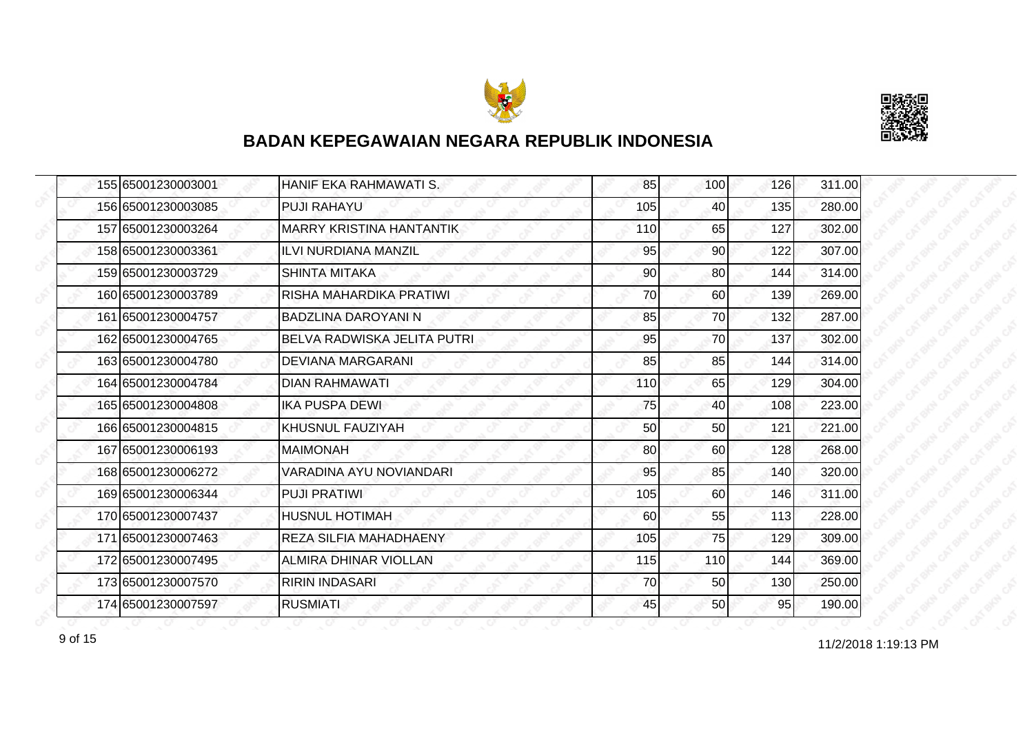# BADAN KEPEGAWAIAN NEGARA REPUBLIK INDONESIA

| | | | | | | |
|---|---|---|---|---|---|---|
| 155 | 65001230003001 | HANIF EKA RAHMAWATI S. | 85 | 100 | 126 | 311.00 |
| 156 | 65001230003085 | PUJI RAHAYU | 105 | 40 | 135 | 280.00 |
| 157 | 65001230003264 | MARRY KRISTINA HANTANTIK | 110 | 65 | 127 | 302.00 |
| 158 | 65001230003361 | ILVI NURDIANA MANZIL | 95 | 90 | 122 | 307.00 |
| 159 | 65001230003729 | SHINTA MITAKA | 90 | 80 | 144 | 314.00 |
| 160 | 65001230003789 | RISHA MAHARDIKA PRATIWI | 70 | 60 | 139 | 269.00 |
| 161 | 65001230004757 | BADZLINA DAROYANI N | 85 | 70 | 132 | 287.00 |
| 162 | 65001230004765 | BELVA RADWISKA JELITA PUTRI | 95 | 70 | 137 | 302.00 |
| 163 | 65001230004780 | DEVIANA MARGARANI | 85 | 85 | 144 | 314.00 |
| 164 | 65001230004784 | DIAN RAHMAWATI | 110 | 65 | 129 | 304.00 |
| 165 | 65001230004808 | IKA PUSPA DEWI | 75 | 40 | 108 | 223.00 |
| 166 | 65001230004815 | KHUSNUL FAUZIYAH | 50 | 50 | 121 | 221.00 |
| 167 | 65001230006193 | MAIMONAH | 80 | 60 | 128 | 268.00 |
| 168 | 65001230006272 | VARADINA AYU NOVIANDARI | 95 | 85 | 140 | 320.00 |
| 169 | 65001230006344 | PUJI PRATIWI | 105 | 60 | 146 | 311.00 |
| 170 | 65001230007437 | HUSNUL HOTIMAH | 60 | 55 | 113 | 228.00 |
| 171 | 65001230007463 | REZA SILFIA MAHADHAENY | 105 | 75 | 129 | 309.00 |
| 172 | 65001230007495 | ALMIRA DHINAR VIOLLAN | 115 | 110 | 144 | 369.00 |
| 173 | 65001230007570 | RIRIN INDASARI | 70 | 50 | 130 | 250.00 |
| 174 | 65001230007597 | RUSMIATI | 45 | 50 | 95 | 190.00 |

11/2/2018 1:19:13 PM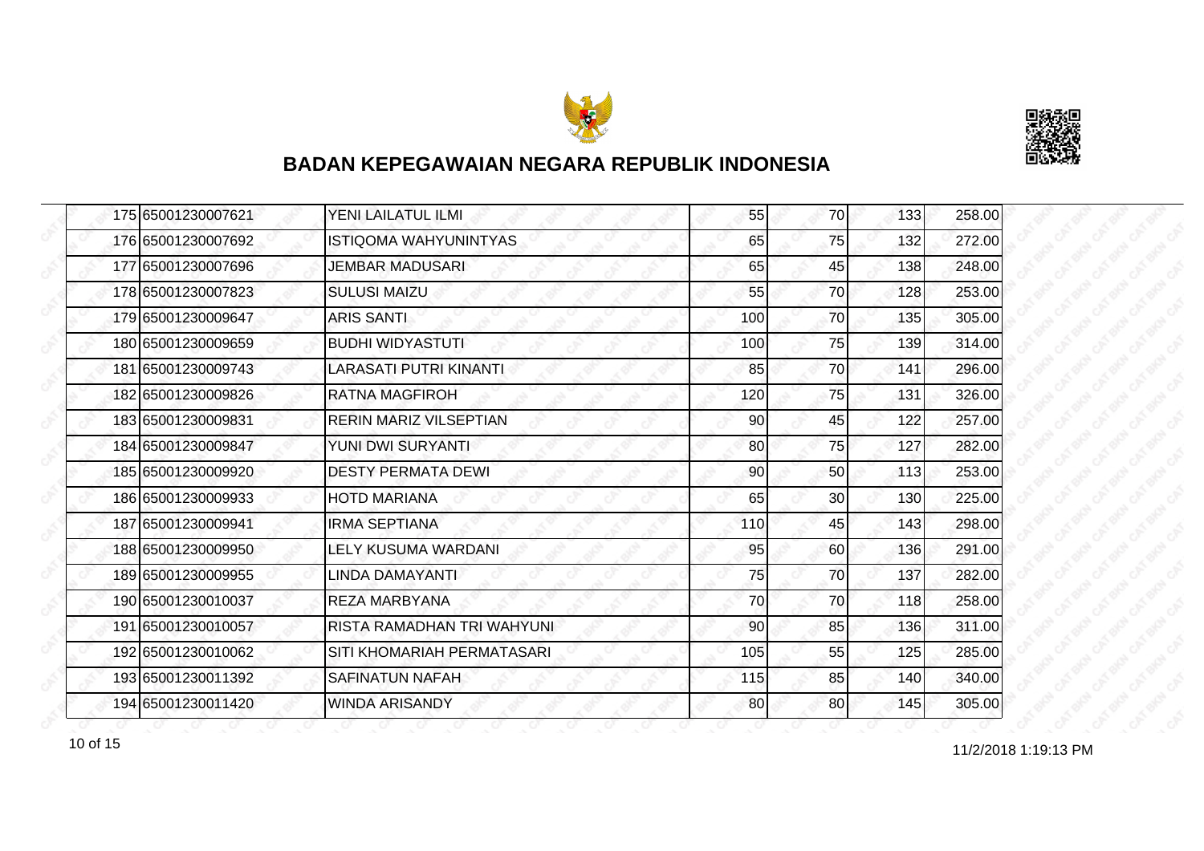# BADAN KEPEGAWAIAN NEGARA REPUBLIK INDONESIA

| | | | | | | |
|---|---|---|---|---|---|---|
| 175 | 65001230007621 | YENI LAILATUL ILMI | 55 | 70 | 133 | 258.00 |
| 176 | 65001230007692 | ISTIQOMA WAHYUNINTYAS | 65 | 75 | 132 | 272.00 |
| 177 | 65001230007696 | JEMBAR MADUSARI | 65 | 45 | 138 | 248.00 |
| 178 | 65001230007823 | SULUSI MAIZU | 55 | 70 | 128 | 253.00 |
| 179 | 65001230009647 | ARIS SANTI | 100 | 70 | 135 | 305.00 |
| 180 | 65001230009659 | BUDHI WIDYASTUTI | 100 | 75 | 139 | 314.00 |
| 181 | 65001230009743 | LARASATI PUTRI KINANTI | 85 | 70 | 141 | 296.00 |
| 182 | 65001230009826 | RATNA MAGFIROH | 120 | 75 | 131 | 326.00 |
| 183 | 65001230009831 | RERIN MARIZ VILSEPTIAN | 90 | 45 | 122 | 257.00 |
| 184 | 65001230009847 | YUNI DWI SURYANTI | 80 | 75 | 127 | 282.00 |
| 185 | 65001230009920 | DESTY PERMATA DEWI | 90 | 50 | 113 | 253.00 |
| 186 | 65001230009933 | HOTD MARIANA | 65 | 30 | 130 | 225.00 |
| 187 | 65001230009941 | IRMA SEPTIANA | 110 | 45 | 143 | 298.00 |
| 188 | 65001230009950 | LELY KUSUMA WARDANI | 95 | 60 | 136 | 291.00 |
| 189 | 65001230009955 | LINDA DAMAYANTI | 75 | 70 | 137 | 282.00 |
| 190 | 65001230010037 | REZA MARBYANA | 70 | 70 | 118 | 258.00 |
| 191 | 65001230010057 | RISTA RAMADHAN TRI WAHYUNI | 90 | 85 | 136 | 311.00 |
| 192 | 65001230010062 | SITI KHOMARIAH PERMATASARI | 105 | 55 | 125 | 285.00 |
| 193 | 65001230011392 | SAFINATUN NAFAH | 115 | 85 | 140 | 340.00 |
| 194 | 65001230011420 | WINDA ARISANDY | 80 | 80 | 145 | 305.00 |

11/2/2018 1:19:13 PM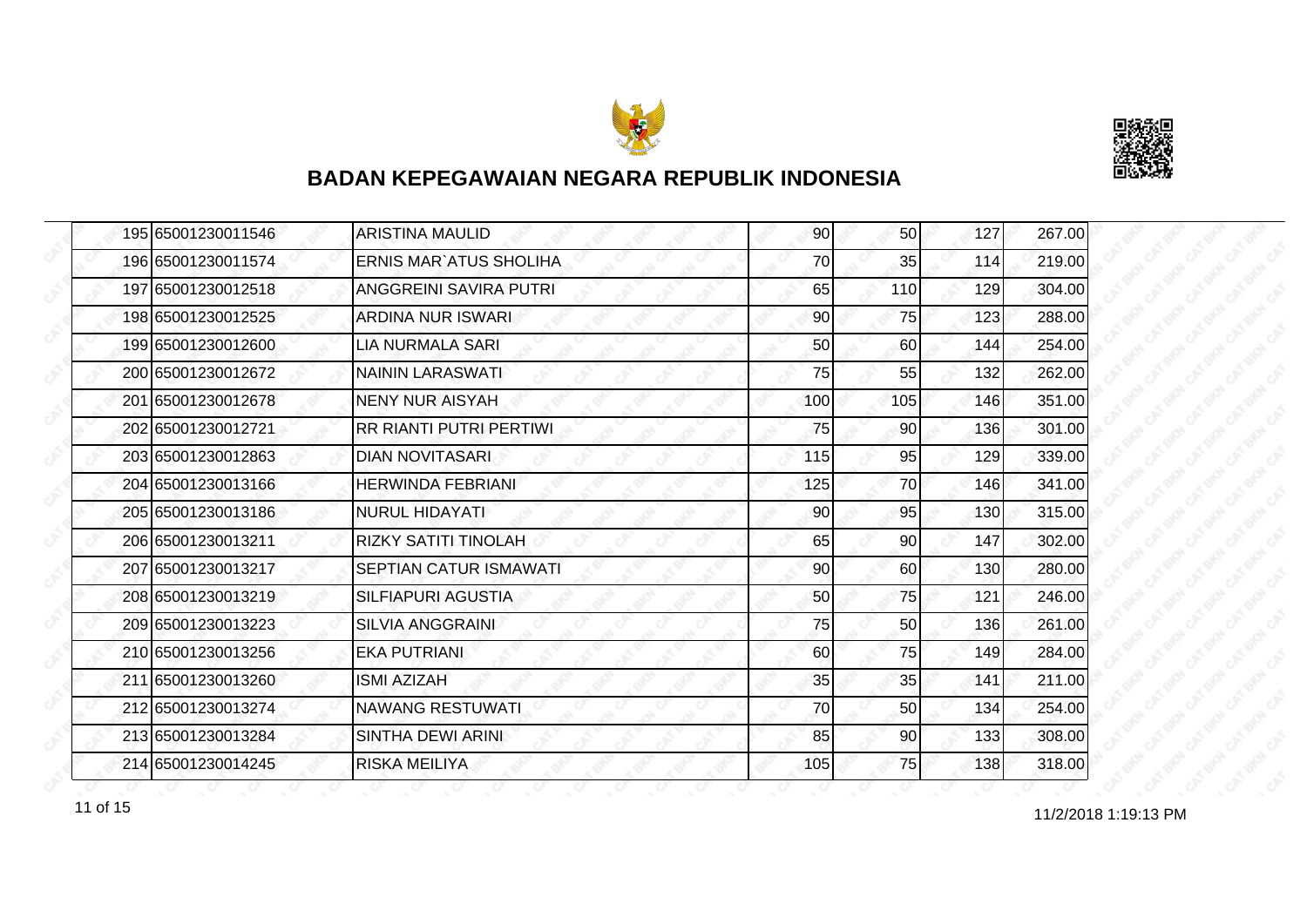# BADAN KEPEGAWAIAN NEGARA REPUBLIK INDONESIA

| | | | | | | |
|---|---|---|---|---|---|---|
| 195 | 65001230011546 | ARISTINA MAULID | 90 | 50 | 127 | 267.00 |
| 196 | 65001230011574 | ERNIS MAR`ATUS SHOLIHA | 70 | 35 | 114 | 219.00 |
| 197 | 65001230012518 | ANGGREINI SAVIRA PUTRI | 65 | 110 | 129 | 304.00 |
| 198 | 65001230012525 | ARDINA NUR ISWARI | 90 | 75 | 123 | 288.00 |
| 199 | 65001230012600 | LIA NURMALA SARI | 50 | 60 | 144 | 254.00 |
| 200 | 65001230012672 | NAININ LARASWATI | 75 | 55 | 132 | 262.00 |
| 201 | 65001230012678 | NENY NUR AISYAH | 100 | 105 | 146 | 351.00 |
| 202 | 65001230012721 | RR RIANTI PUTRI PERTIWI | 75 | 90 | 136 | 301.00 |
| 203 | 65001230012863 | DIAN NOVITASARI | 115 | 95 | 129 | 339.00 |
| 204 | 65001230013166 | HERWINDA FEBRIANI | 125 | 70 | 146 | 341.00 |
| 205 | 65001230013186 | NURUL HIDAYATI | 90 | 95 | 130 | 315.00 |
| 206 | 65001230013211 | RIZKY SATITI TINOLAH | 65 | 90 | 147 | 302.00 |
| 207 | 65001230013217 | SEPTIAN CATUR ISMAWATI | 90 | 60 | 130 | 280.00 |
| 208 | 65001230013219 | SILFIAPURI AGUSTIA | 50 | 75 | 121 | 246.00 |
| 209 | 65001230013223 | SILVIA ANGGRAINI | 75 | 50 | 136 | 261.00 |
| 210 | 65001230013256 | EKA PUTRIANI | 60 | 75 | 149 | 284.00 |
| 211 | 65001230013260 | ISMI AZIZAH | 35 | 35 | 141 | 211.00 |
| 212 | 65001230013274 | NAWANG RESTUWATI | 70 | 50 | 134 | 254.00 |
| 213 | 65001230013284 | SINTHA DEWI ARINI | 85 | 90 | 133 | 308.00 |
| 214 | 65001230014245 | RISKA MEILIYA | 105 | 75 | 138 | 318.00 |

11/2/2018 1:19:13 PM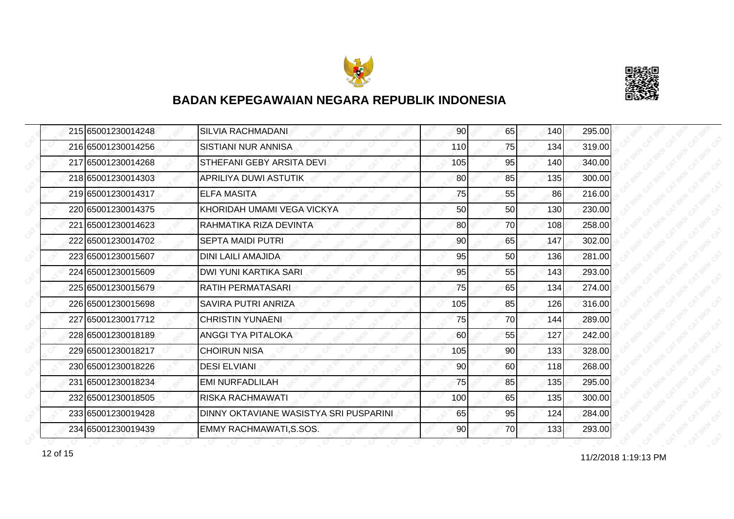# BADAN KEPEGAWAIAN NEGARA REPUBLIK INDONESIA

| | | | | | | |
|---|---|---|---|---|---|---|
| 215 | 65001230014248 | SILVIA RACHMADANI | 90 | 65 | 140 | 295.00 |
| 216 | 65001230014256 | SISTIANI NUR ANNISA | 110 | 75 | 134 | 319.00 |
| 217 | 65001230014268 | STHEFANI GEBY ARSITA DEVI | 105 | 95 | 140 | 340.00 |
| 218 | 65001230014303 | APRILIYA DUWI ASTUTIK | 80 | 85 | 135 | 300.00 |
| 219 | 65001230014317 | ELFA MASITA | 75 | 55 | 86 | 216.00 |
| 220 | 65001230014375 | KHORIDAH UMAMI VEGA VICKYA | 50 | 50 | 130 | 230.00 |
| 221 | 65001230014623 | RAHMATIKA RIZA DEVINTA | 80 | 70 | 108 | 258.00 |
| 222 | 65001230014702 | SEPTA MAIDI PUTRI | 90 | 65 | 147 | 302.00 |
| 223 | 65001230015607 | DINI LAILI AMAJIDA | 95 | 50 | 136 | 281.00 |
| 224 | 65001230015609 | DWI YUNI KARTIKA SARI | 95 | 55 | 143 | 293.00 |
| 225 | 65001230015679 | RATIH PERMATASARI | 75 | 65 | 134 | 274.00 |
| 226 | 65001230015698 | SAVIRA PUTRI ANRIZA | 105 | 85 | 126 | 316.00 |
| 227 | 65001230017712 | CHRISTIN YUNAENI | 75 | 70 | 144 | 289.00 |
| 228 | 65001230018189 | ANGGI TYA PITALOKA | 60 | 55 | 127 | 242.00 |
| 229 | 65001230018217 | CHOIRUN NISA | 105 | 90 | 133 | 328.00 |
| 230 | 65001230018226 | DESI ELVIANI | 90 | 60 | 118 | 268.00 |
| 231 | 65001230018234 | EMI NURFADLILAH | 75 | 85 | 135 | 295.00 |
| 232 | 65001230018505 | RISKA RACHMAWATI | 100 | 65 | 135 | 300.00 |
| 233 | 65001230019428 | DINNY OKTAVIANE WASISTYA SRI PUSPARINI | 65 | 95 | 124 | 284.00 |
| 234 | 65001230019439 | EMMY RACHMAWATI,S.SOS. | 90 | 70 | 133 | 293.00 |

11/2/2018 1:19:13 PM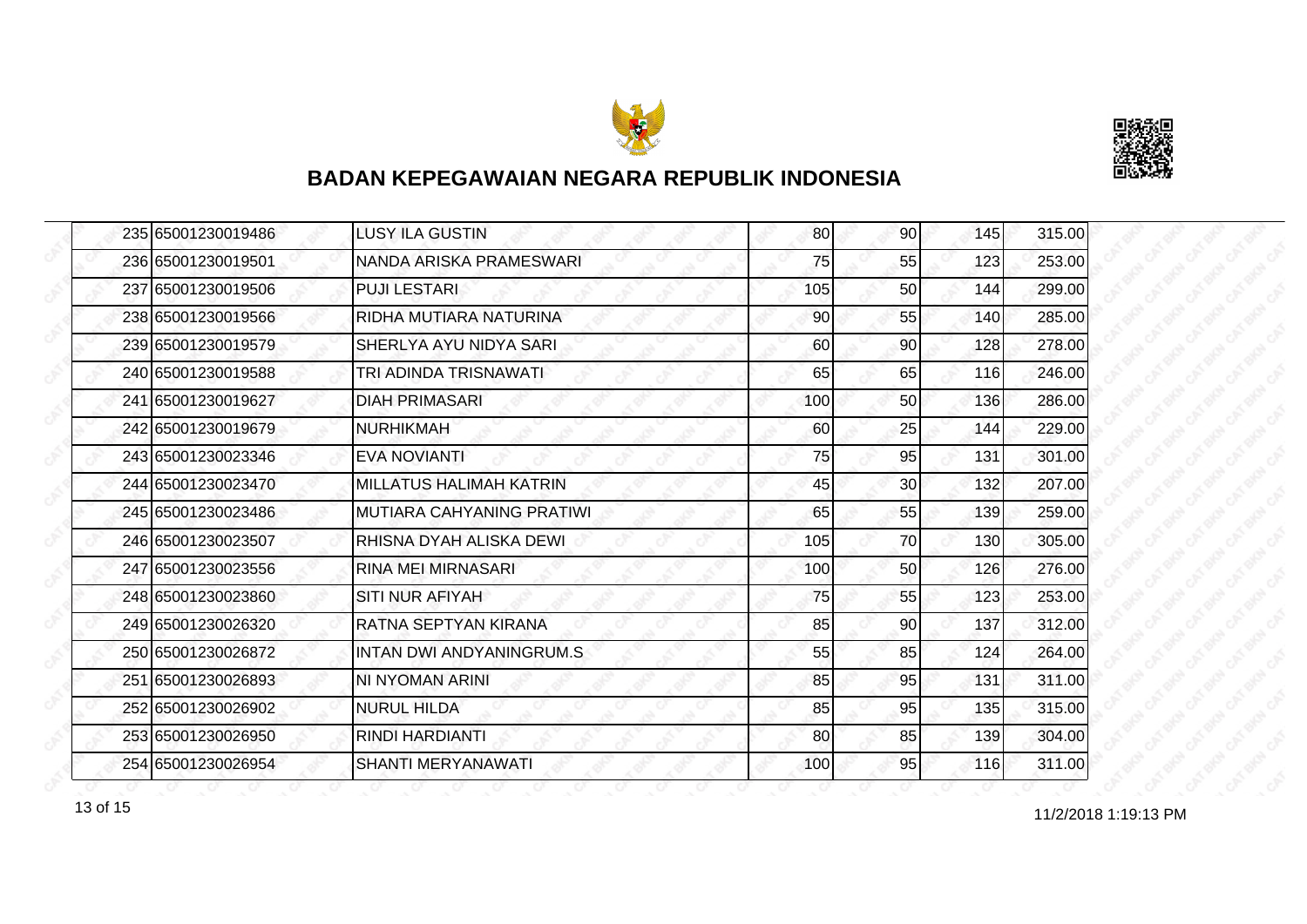# BADAN KEPEGAWAIAN NEGARA REPUBLIK INDONESIA

| | | | | | | |
|---|---|---|---|---|---|---|
| 235 | 65001230019486 | LUSY ILA GUSTIN | 80 | 90 | 145 | 315.00 |
| 236 | 65001230019501 | NANDA ARISKA PRAMESWARI | 75 | 55 | 123 | 253.00 |
| 237 | 65001230019506 | PUJI LESTARI | 105 | 50 | 144 | 299.00 |
| 238 | 65001230019566 | RIDHA MUTIARA NATURINA | 90 | 55 | 140 | 285.00 |
| 239 | 65001230019579 | SHERLYA AYU NIDYA SARI | 60 | 90 | 128 | 278.00 |
| 240 | 65001230019588 | TRI ADINDA TRISNAWATI | 65 | 65 | 116 | 246.00 |
| 241 | 65001230019627 | DIAH PRIMASARI | 100 | 50 | 136 | 286.00 |
| 242 | 65001230019679 | NURHIKMAH | 60 | 25 | 144 | 229.00 |
| 243 | 65001230023346 | EVA NOVIANTI | 75 | 95 | 131 | 301.00 |
| 244 | 65001230023470 | MILLATUS HALIMAH KATRIN | 45 | 30 | 132 | 207.00 |
| 245 | 65001230023486 | MUTIARA CAHYANING PRATIWI | 65 | 55 | 139 | 259.00 |
| 246 | 65001230023507 | RHISNA DYAH ALISKA DEWI | 105 | 70 | 130 | 305.00 |
| 247 | 65001230023556 | RINA MEI MIRNASARI | 100 | 50 | 126 | 276.00 |
| 248 | 65001230023860 | SITI NUR AFIYAH | 75 | 55 | 123 | 253.00 |
| 249 | 65001230026320 | RATNA SEPTYAN KIRANA | 85 | 90 | 137 | 312.00 |
| 250 | 65001230026872 | INTAN DWI ANDYANINGRUM.S | 55 | 85 | 124 | 264.00 |
| 251 | 65001230026893 | NI NYOMAN ARINI | 85 | 95 | 131 | 311.00 |
| 252 | 65001230026902 | NURUL HILDA | 85 | 95 | 135 | 315.00 |
| 253 | 65001230026950 | RINDI HARDIANTI | 80 | 85 | 139 | 304.00 |
| 254 | 65001230026954 | SHANTI MERYANAWATI | 100 | 95 | 116 | 311.00 |

11/2/2018 1:19:13 PM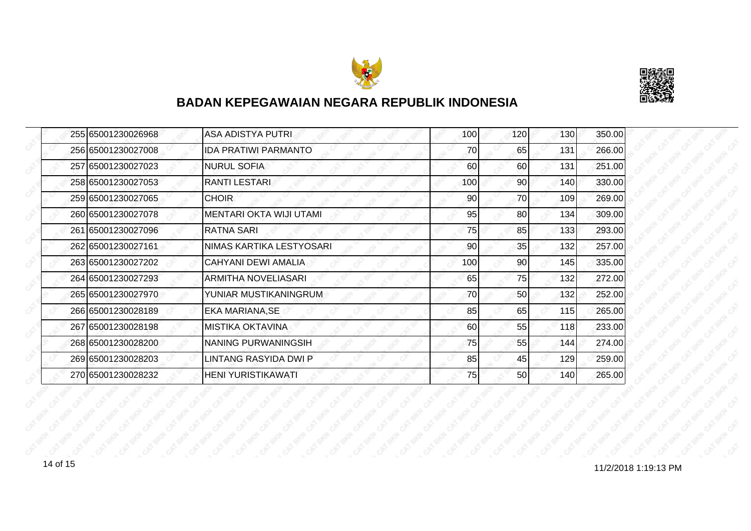# BADAN KEPEGAWAIAN NEGARA REPUBLIK INDONESIA

| | | | | | | |
|---|---|---|---|---|---|---|
| 255 | 65001230026968 | ASA ADISTYA PUTRI | 100 | 120 | 130 | 350.00 |
| 256 | 65001230027008 | IDA PRATIWI PARMANTO | 70 | 65 | 131 | 266.00 |
| 257 | 65001230027023 | NURUL SOFIA | 60 | 60 | 131 | 251.00 |
| 258 | 65001230027053 | RANTI LESTARI | 100 | 90 | 140 | 330.00 |
| 259 | 65001230027065 | CHOIR | 90 | 70 | 109 | 269.00 |
| 260 | 65001230027078 | MENTARI OKTA WIJI UTAMI | 95 | 80 | 134 | 309.00 |
| 261 | 65001230027096 | RATNA SARI | 75 | 85 | 133 | 293.00 |
| 262 | 65001230027161 | NIMAS KARTIKA LESTYOSARI | 90 | 35 | 132 | 257.00 |
| 263 | 65001230027202 | CAHYANI DEWI AMALIA | 100 | 90 | 145 | 335.00 |
| 264 | 65001230027293 | ARMITHA NOVELIASARI | 65 | 75 | 132 | 272.00 |
| 265 | 65001230027970 | YUNIAR MUSTIKANINGRUM | 70 | 50 | 132 | 252.00 |
| 266 | 65001230028189 | EKA MARIANA,SE | 85 | 65 | 115 | 265.00 |
| 267 | 65001230028198 | MISTIKA OKTAVINA | 60 | 55 | 118 | 233.00 |
| 268 | 65001230028200 | NANING PURWANINGSIH | 75 | 55 | 144 | 274.00 |
| 269 | 65001230028203 | LINTANG RASYIDA DWI P | 85 | 45 | 129 | 259.00 |
| 270 | 65001230028232 | HENI YURISTIKAWATI | 75 | 50 | 140 | 265.00 |

11/2/2018 1:19:13 PM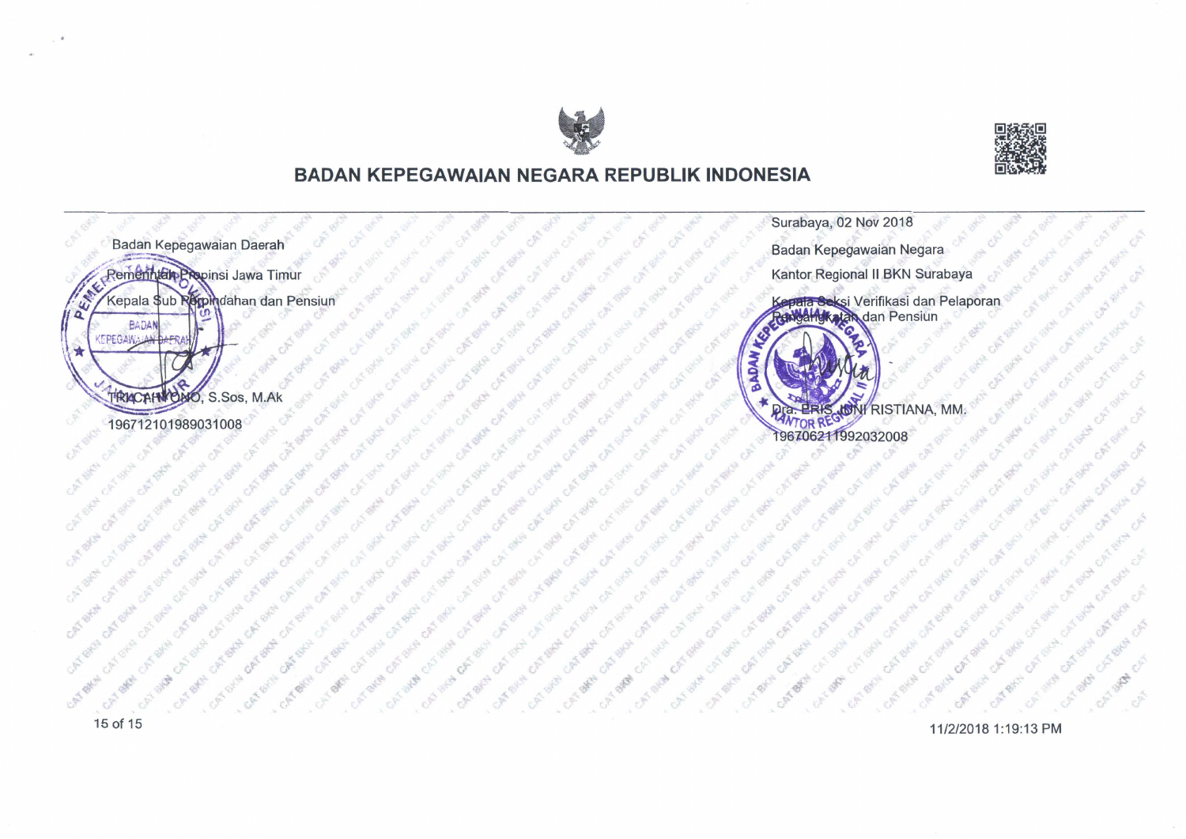# BADAN KEPEGAWAIAN NEGARA REPUBLIK INDONESIA

Surabaya, 02 Nov 2018

Badan Kepegawaian Daerah

Pemerintah Propinsi Jawa Timur

Kepala Sub Perpindahan dan Pensiun

TRICAHYONO, S.Sos, M.Ak

196712101989031008

Badan Kepegawaian Negara

Kantor Regional II BKN Surabaya

Kepala Seksi Verifikasi dan Pelaporan Pengangkatan dan Pensiun

Dra. ERIS JUNI RISTIANA, MM.

196706211992032008

11/2/2018 1:19:13 PM